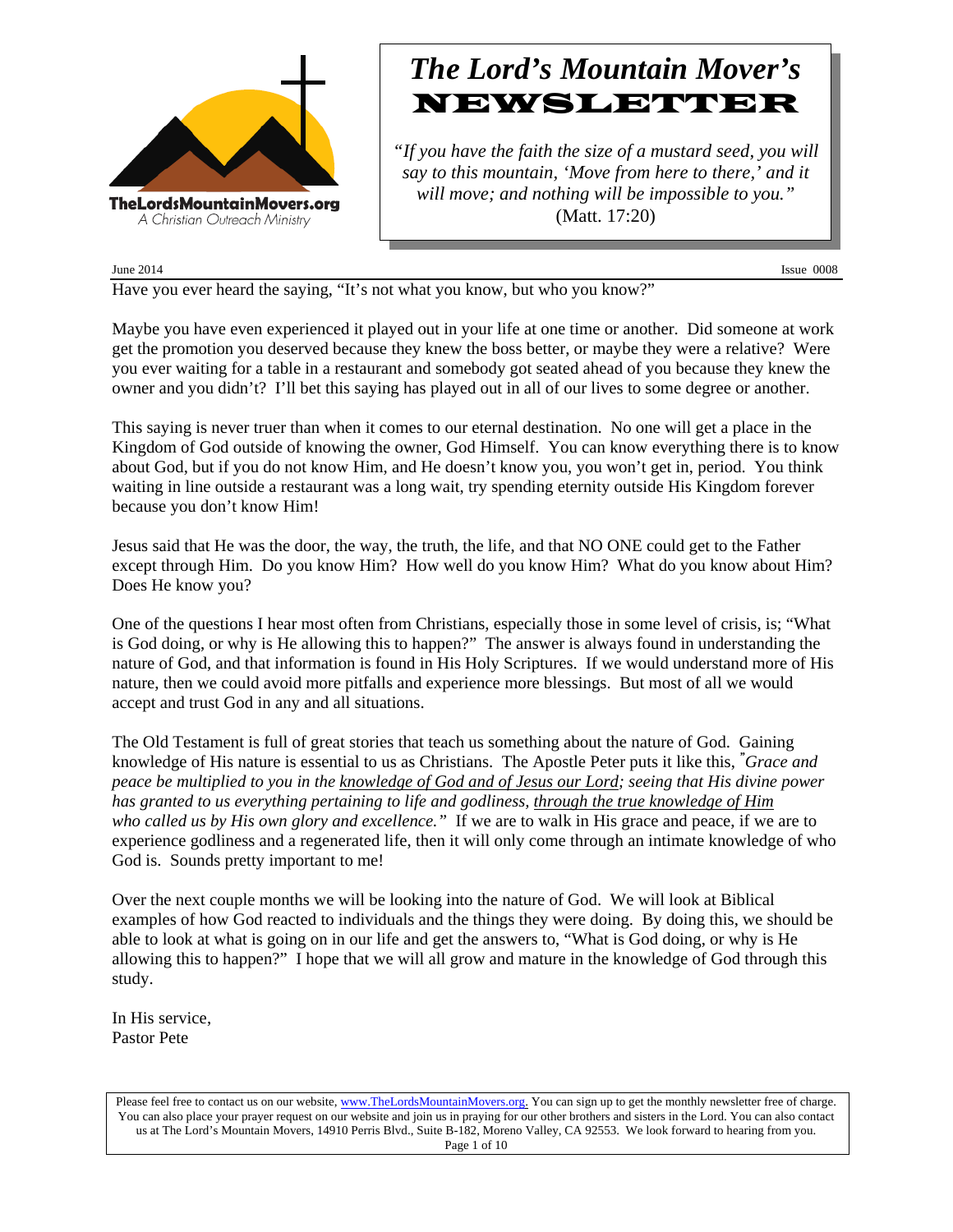TheLordsMountainMovers.org
A Christian Outreach Ministry

# *The Lord's Mountain Mover's* NEWSLETTER

*"If you have the faith the size of a mustard seed, you will say to this mountain, 'Move from here to there,' and it will move; and nothing will be impossible to you."* (Matt. 17:20)

June 2014 Issue 0008

Have you ever heard the saying, "It's not what you know, but who you know?"

Maybe you have even experienced it played out in your life at one time or another. Did someone at work get the promotion you deserved because they knew the boss better, or maybe they were a relative? Were you ever waiting for a table in a restaurant and somebody got seated ahead of you because they knew the owner and you didn't? I'll bet this saying has played out in all of our lives to some degree or another.

This saying is never truer than when it comes to our eternal destination. No one will get a place in the Kingdom of God outside of knowing the owner, God Himself. You can know everything there is to know about God, but if you do not know Him, and He doesn't know you, you won't get in, period. You think waiting in line outside a restaurant was a long wait, try spending eternity outside His Kingdom forever because you don't know Him!

Jesus said that He was the door, the way, the truth, the life, and that NO ONE could get to the Father except through Him. Do you know Him? How well do you know Him? What do you know about Him? Does He know you?

One of the questions I hear most often from Christians, especially those in some level of crisis, is; "What is God doing, or why is He allowing this to happen?" The answer is always found in understanding the nature of God, and that information is found in His Holy Scriptures. If we would understand more of His nature, then we could avoid more pitfalls and experience more blessings. But most of all we would accept and trust God in any and all situations.

The Old Testament is full of great stories that teach us something about the nature of God. Gaining knowledge of His nature is essential to us as Christians. The Apostle Peter puts it like this, *"Grace and peace be multiplied to you in the knowledge of God and of Jesus our Lord; seeing that His divine power has granted to us everything pertaining to life and godliness, through the true knowledge of Him who called us by His own glory and excellence."* If we are to walk in His grace and peace, if we are to experience godliness and a regenerated life, then it will only come through an intimate knowledge of who God is. Sounds pretty important to me!

Over the next couple months we will be looking into the nature of God. We will look at Biblical examples of how God reacted to individuals and the things they were doing. By doing this, we should be able to look at what is going on in our life and get the answers to, "What is God doing, or why is He allowing this to happen?" I hope that we will all grow and mature in the knowledge of God through this study.

In His service,
Pastor Pete

Please feel free to contact us on our website, www.TheLordsMountainMovers.org. You can sign up to get the monthly newsletter free of charge. You can also place your prayer request on our website and join us in praying for our other brothers and sisters in the Lord. You can also contact us at The Lord's Mountain Movers, 14910 Perris Blvd., Suite B-182, Moreno Valley, CA 92553. We look forward to hearing from you.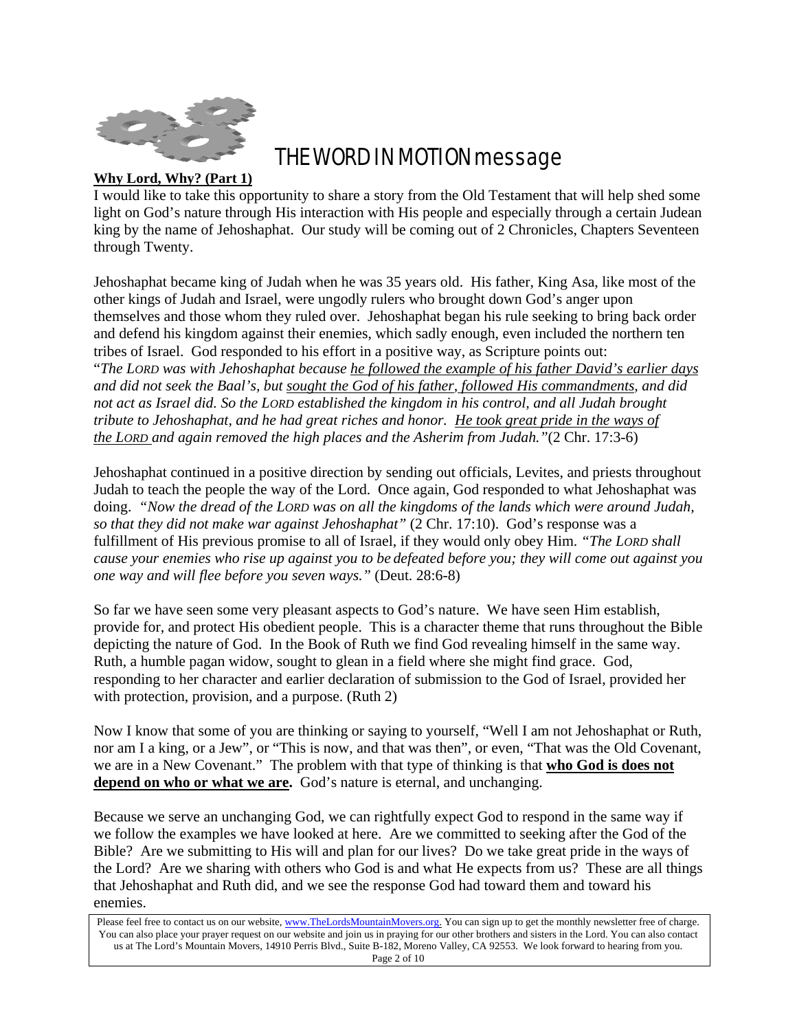THE WORD IN MOTION message

**Why Lord, Why? (Part 1)**

I would like to take this opportunity to share a story from the Old Testament that will help shed some light on God's nature through His interaction with His people and especially through a certain Judean king by the name of Jehoshaphat. Our study will be coming out of 2 Chronicles, Chapters Seventeen through Twenty.

Jehoshaphat became king of Judah when he was 35 years old. His father, King Asa, like most of the other kings of Judah and Israel, were ungodly rulers who brought down God's anger upon themselves and those whom they ruled over. Jehoshaphat began his rule seeking to bring back order and defend his kingdom against their enemies, which sadly enough, even included the northern ten tribes of Israel. God responded to his effort in a positive way, as Scripture points out: "*The LORD was with Jehoshaphat because he followed the example of his father David's earlier days and did not seek the Baal's, but sought the God of his father, followed His commandments, and did not act as Israel did. So the LORD established the kingdom in his control, and all Judah brought tribute to Jehoshaphat, and he had great riches and honor. He took great pride in the ways of the LORD and again removed the high places and the Asherim from Judah."*(2 Chr. 17:3-6)

Jehoshaphat continued in a positive direction by sending out officials, Levites, and priests throughout Judah to teach the people the way of the Lord. Once again, God responded to what Jehoshaphat was doing. *"Now the dread of the LORD was on all the kingdoms of the lands which were around Judah, so that they did not make war against Jehoshaphat"* (2 Chr. 17:10). God's response was a fulfillment of His previous promise to all of Israel, if they would only obey Him. *"The LORD shall cause your enemies who rise up against you to be defeated before you; they will come out against you one way and will flee before you seven ways."* (Deut. 28:6-8)

So far we have seen some very pleasant aspects to God's nature. We have seen Him establish, provide for, and protect His obedient people. This is a character theme that runs throughout the Bible depicting the nature of God. In the Book of Ruth we find God revealing himself in the same way. Ruth, a humble pagan widow, sought to glean in a field where she might find grace. God, responding to her character and earlier declaration of submission to the God of Israel, provided her with protection, provision, and a purpose. (Ruth 2)

Now I know that some of you are thinking or saying to yourself, "Well I am not Jehoshaphat or Ruth, nor am I a king, or a Jew", or "This is now, and that was then", or even, "That was the Old Covenant, we are in a New Covenant." The problem with that type of thinking is that **who God is does not depend on who or what we are.** God's nature is eternal, and unchanging.

Because we serve an unchanging God, we can rightfully expect God to respond in the same way if we follow the examples we have looked at here. Are we committed to seeking after the God of the Bible? Are we submitting to His will and plan for our lives? Do we take great pride in the ways of the Lord? Are we sharing with others who God is and what He expects from us? These are all things that Jehoshaphat and Ruth did, and we see the response God had toward them and toward his enemies.

Please feel free to contact us on our website, www.TheLordsMountainMovers.org. You can sign up to get the monthly newsletter free of charge. You can also place your prayer request on our website and join us in praying for our other brothers and sisters in the Lord. You can also contact us at The Lord's Mountain Movers, 14910 Perris Blvd., Suite B-182, Moreno Valley, CA 92553. We look forward to hearing from you.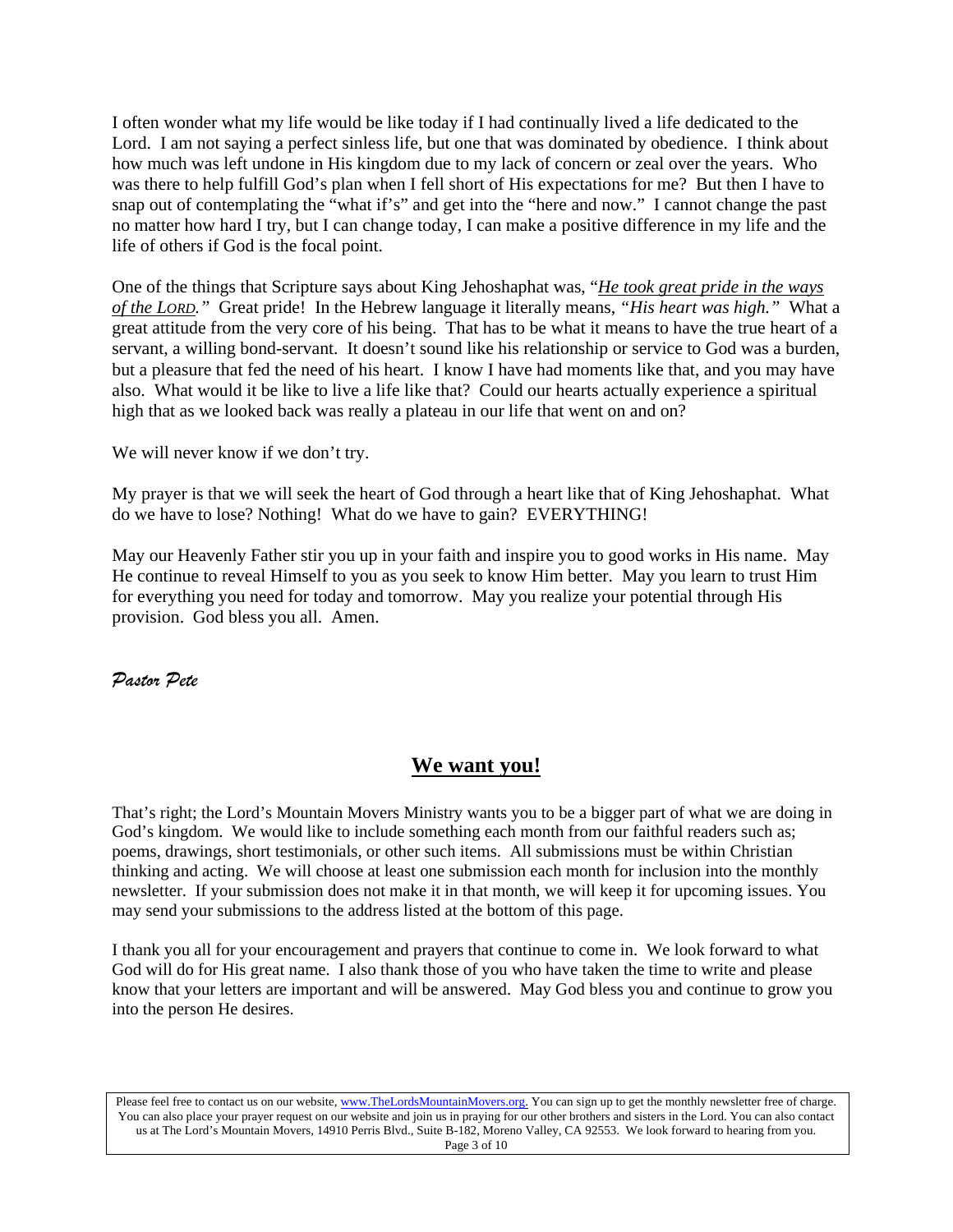I often wonder what my life would be like today if I had continually lived a life dedicated to the Lord. I am not saying a perfect sinless life, but one that was dominated by obedience. I think about how much was left undone in His kingdom due to my lack of concern or zeal over the years. Who was there to help fulfill God's plan when I fell short of His expectations for me? But then I have to snap out of contemplating the "what if's" and get into the "here and now." I cannot change the past no matter how hard I try, but I can change today, I can make a positive difference in my life and the life of others if God is the focal point.

One of the things that Scripture says about King Jehoshaphat was, "*He took great pride in the ways of the LORD.*" Great pride! In the Hebrew language it literally means, "*His heart was high.*" What a great attitude from the very core of his being. That has to be what it means to have the true heart of a servant, a willing bond-servant. It doesn't sound like his relationship or service to God was a burden, but a pleasure that fed the need of his heart. I know I have had moments like that, and you may have also. What would it be like to live a life like that? Could our hearts actually experience a spiritual high that as we looked back was really a plateau in our life that went on and on?

We will never know if we don't try.

My prayer is that we will seek the heart of God through a heart like that of King Jehoshaphat. What do we have to lose? Nothing! What do we have to gain? EVERYTHING!

May our Heavenly Father stir you up in your faith and inspire you to good works in His name. May He continue to reveal Himself to you as you seek to know Him better. May you learn to trust Him for everything you need for today and tomorrow. May you realize your potential through His provision. God bless you all. Amen.

*Pastor Pete*

## We want you!

That's right; the Lord's Mountain Movers Ministry wants you to be a bigger part of what we are doing in God's kingdom. We would like to include something each month from our faithful readers such as; poems, drawings, short testimonials, or other such items. All submissions must be within Christian thinking and acting. We will choose at least one submission each month for inclusion into the monthly newsletter. If your submission does not make it in that month, we will keep it for upcoming issues. You may send your submissions to the address listed at the bottom of this page.

I thank you all for your encouragement and prayers that continue to come in. We look forward to what God will do for His great name. I also thank those of you who have taken the time to write and please know that your letters are important and will be answered. May God bless you and continue to grow you into the person He desires.

Please feel free to contact us on our website, www.TheLordsMountainMovers.org. You can sign up to get the monthly newsletter free of charge. You can also place your prayer request on our website and join us in praying for our other brothers and sisters in the Lord. You can also contact us at The Lord's Mountain Movers, 14910 Perris Blvd., Suite B-182, Moreno Valley, CA 92553. We look forward to hearing from you.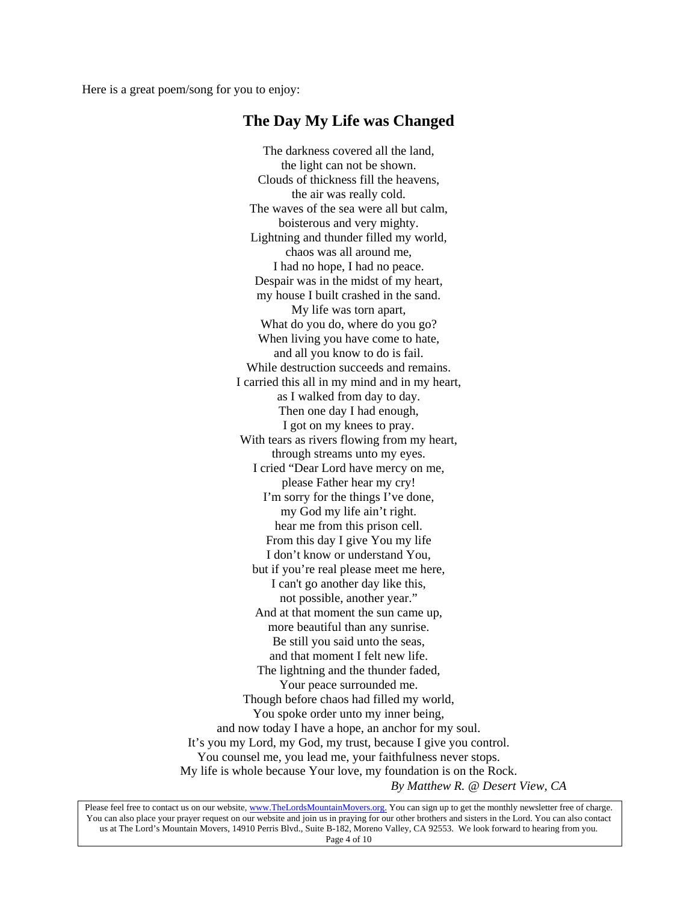Here is a great poem/song for you to enjoy:

## The Day My Life was Changed

The darkness covered all the land,
the light can not be shown.
Clouds of thickness fill the heavens,
the air was really cold.
The waves of the sea were all but calm,
boisterous and very mighty.
Lightning and thunder filled my world,
chaos was all around me,
I had no hope, I had no peace.
Despair was in the midst of my heart,
my house I built crashed in the sand.
My life was torn apart,
What do you do, where do you go?
When living you have come to hate,
and all you know to do is fail.
While destruction succeeds and remains.
I carried this all in my mind and in my heart,
as I walked from day to day.
Then one day I had enough,
I got on my knees to pray.
With tears as rivers flowing from my heart,
through streams unto my eyes.
I cried "Dear Lord have mercy on me,
please Father hear my cry!
I'm sorry for the things I've done,
my God my life ain't right.
hear me from this prison cell.
From this day I give You my life
I don't know or understand You,
but if you're real please meet me here,
I can't go another day like this,
not possible, another year."
And at that moment the sun came up,
more beautiful than any sunrise.
Be still you said unto the seas,
and that moment I felt new life.
The lightning and the thunder faded,
Your peace surrounded me.
Though before chaos had filled my world,
You spoke order unto my inner being,
and now today I have a hope, an anchor for my soul.
It's you my Lord, my God, my trust, because I give you control.
You counsel me, you lead me, your faithfulness never stops.
My life is whole because Your love, my foundation is on the Rock.

*By Matthew R. @ Desert View, CA*

Please feel free to contact us on our website, www.TheLordsMountainMovers.org. You can sign up to get the monthly newsletter free of charge. You can also place your prayer request on our website and join us in praying for our other brothers and sisters in the Lord. You can also contact us at The Lord's Mountain Movers, 14910 Perris Blvd., Suite B-182, Moreno Valley, CA 92553. We look forward to hearing from you.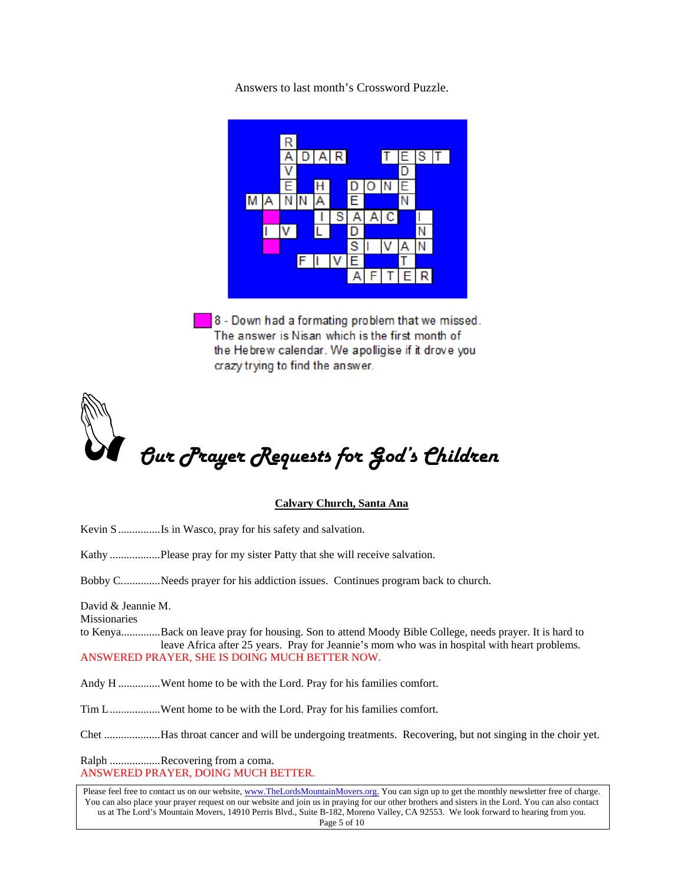Answers to last month's Crossword Puzzle.

8 - Down had a formating problem that we missed. The answer is Nisan which is the first month of the Hebrew calendar. We apolligise if it drove you crazy trying to find the answer.

# *Our Prayer Requests for God's Children*

**Calvary Church, Santa Ana**

Kevin S...............Is in Wasco, pray for his safety and salvation.

Kathy ..................Please pray for my sister Patty that she will receive salvation.

Bobby C.............Needs prayer for his addiction issues. Continues program back to church.

David & Jeannie M.
Missionaries
to Kenya.............Back on leave pray for housing. Son to attend Moody Bible College, needs prayer. It is hard to leave Africa after 25 years. Pray for Jeannie's mom who was in hospital with heart problems.
ANSWERED PRAYER, SHE IS DOING MUCH BETTER NOW.

Andy H ...............Went home to be with the Lord. Pray for his families comfort.

Tim L..................Went home to be with the Lord. Pray for his families comfort.

Chet ....................Has throat cancer and will be undergoing treatments. Recovering, but not singing in the choir yet.

Ralph ..................Recovering from a coma.
ANSWERED PRAYER, DOING MUCH BETTER.

Please feel free to contact us on our website, www.TheLordsMountainMovers.org. You can sign up to get the monthly newsletter free of charge. You can also place your prayer request on our website and join us in praying for our other brothers and sisters in the Lord. You can also contact us at The Lord's Mountain Movers, 14910 Perris Blvd., Suite B-182, Moreno Valley, CA 92553. We look forward to hearing from you.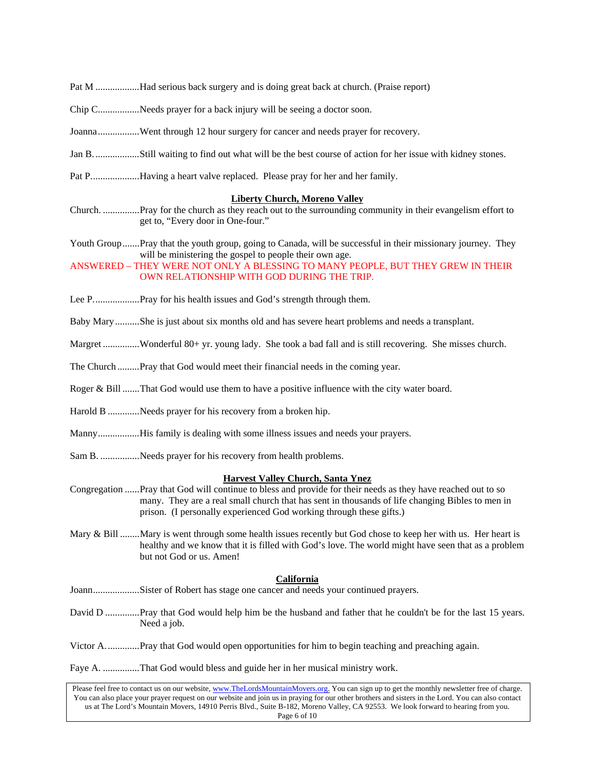Pat M ..................Had serious back surgery and is doing great back at church. (Praise report)

Chip C.................Needs prayer for a back injury will be seeing a doctor soon.

Joanna................Went through 12 hour surgery for cancer and needs prayer for recovery.

Jan B. ..................Still waiting to find out what will be the best course of action for her issue with kidney stones.

Pat P....................Having a heart valve replaced. Please pray for her and her family.

**Liberty Church, Moreno Valley**

Church. ...............Pray for the church as they reach out to the surrounding community in their evangelism effort to get to, "Every door in One-four."

Youth Group.......Pray that the youth group, going to Canada, will be successful in their missionary journey. They will be ministering the gospel to people their own age.
ANSWERED – THEY WERE NOT ONLY A BLESSING TO MANY PEOPLE, BUT THEY GREW IN THEIR OWN RELATIONSHIP WITH GOD DURING THE TRIP.

Lee P...................Pray for his health issues and God's strength through them.

Baby Mary..........She is just about six months old and has severe heart problems and needs a transplant.

Margret..............Wonderful 80+ yr. young lady. She took a bad fall and is still recovering. She misses church.

The Church.........Pray that God would meet their financial needs in the coming year.

Roger & Bill.......That God would use them to have a positive influence with the city water board.

Harold B.............Needs prayer for his recovery from a broken hip.

Manny.................His family is dealing with some illness issues and needs your prayers.

Sam B. ................Needs prayer for his recovery from health problems.

**Harvest Valley Church, Santa Ynez**

Congregation......Pray that God will continue to bless and provide for their needs as they have reached out to so many. They are a real small church that has sent in thousands of life changing Bibles to men in prison. (I personally experienced God working through these gifts.)

Mary & Bill........Mary is went through some health issues recently but God chose to keep her with us. Her heart is healthy and we know that it is filled with God's love. The world might have seen that as a problem but not God or us. Amen!

**California**

Joann...................Sister of Robert has stage one cancer and needs your continued prayers.

David D..............Pray that God would help him be the husband and father that he couldn't be for the last 15 years. Need a job.

Victor A..............Pray that God would open opportunities for him to begin teaching and preaching again.

Faye A. ...............That God would bless and guide her in her musical ministry work.

Please feel free to contact us on our website, www.TheLordsMountainMovers.org. You can sign up to get the monthly newsletter free of charge. You can also place your prayer request on our website and join us in praying for our other brothers and sisters in the Lord. You can also contact us at The Lord's Mountain Movers, 14910 Perris Blvd., Suite B-182, Moreno Valley, CA 92553. We look forward to hearing from you.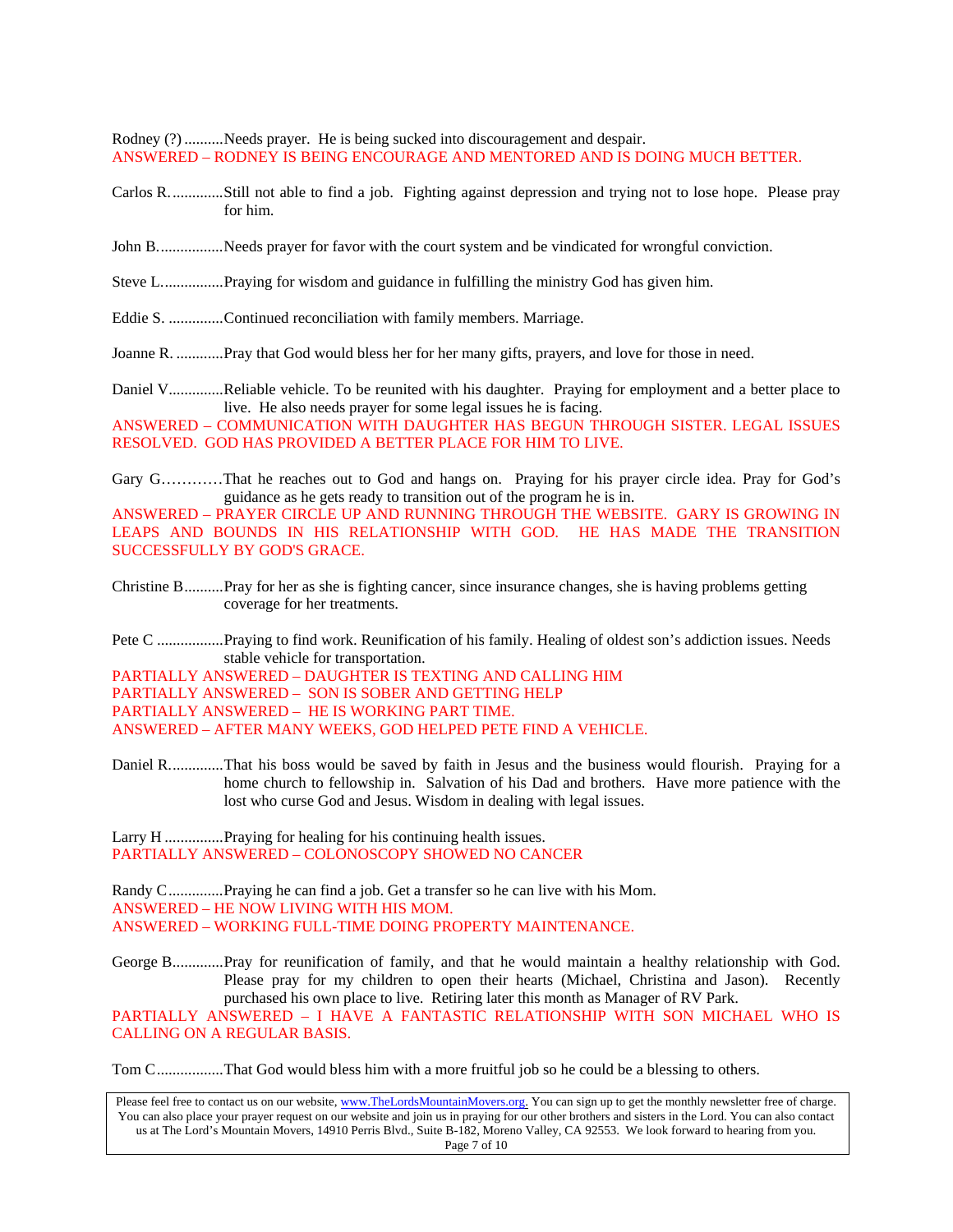Rodney (?) ..........Needs prayer. He is being sucked into discouragement and despair.
ANSWERED – RODNEY IS BEING ENCOURAGE AND MENTORED AND IS DOING MUCH BETTER.

Carlos R. .............Still not able to find a job. Fighting against depression and trying not to lose hope. Please pray for him.

John B. ................Needs prayer for favor with the court system and be vindicated for wrongful conviction.

Steve L. ...............Praying for wisdom and guidance in fulfilling the ministry God has given him.

Eddie S. ..............Continued reconciliation with family members. Marriage.

Joanne R. ............Pray that God would bless her for her many gifts, prayers, and love for those in need.

Daniel V .............Reliable vehicle. To be reunited with his daughter. Praying for employment and a better place to live. He also needs prayer for some legal issues he is facing.
ANSWERED – COMMUNICATION WITH DAUGHTER HAS BEGUN THROUGH SISTER. LEGAL ISSUES RESOLVED. GOD HAS PROVIDED A BETTER PLACE FOR HIM TO LIVE.

Gary G…………That he reaches out to God and hangs on. Praying for his prayer circle idea. Pray for God's guidance as he gets ready to transition out of the program he is in.
ANSWERED – PRAYER CIRCLE UP AND RUNNING THROUGH THE WEBSITE. GARY IS GROWING IN LEAPS AND BOUNDS IN HIS RELATIONSHIP WITH GOD. HE HAS MADE THE TRANSITION SUCCESSFULLY BY GOD'S GRACE.

Christine B ..........Pray for her as she is fighting cancer, since insurance changes, she is having problems getting coverage for her treatments.

Pete C .................Praying to find work. Reunification of his family. Healing of oldest son's addiction issues. Needs stable vehicle for transportation.
PARTIALLY ANSWERED – DAUGHTER IS TEXTING AND CALLING HIM
PARTIALLY ANSWERED – SON IS SOBER AND GETTING HELP
PARTIALLY ANSWERED – HE IS WORKING PART TIME.
ANSWERED – AFTER MANY WEEKS, GOD HELPED PETE FIND A VEHICLE.

Daniel R. .............That his boss would be saved by faith in Jesus and the business would flourish. Praying for a home church to fellowship in. Salvation of his Dad and brothers. Have more patience with the lost who curse God and Jesus. Wisdom in dealing with legal issues.

Larry H ...............Praying for healing for his continuing health issues.
PARTIALLY ANSWERED – COLONOSCOPY SHOWED NO CANCER

Randy C ..............Praying he can find a job. Get a transfer so he can live with his Mom.
ANSWERED – HE NOW LIVING WITH HIS MOM.
ANSWERED – WORKING FULL-TIME DOING PROPERTY MAINTENANCE.

George B .............Pray for reunification of family, and that he would maintain a healthy relationship with God. Please pray for my children to open their hearts (Michael, Christina and Jason). Recently purchased his own place to live. Retiring later this month as Manager of RV Park.
PARTIALLY ANSWERED – I HAVE A FANTASTIC RELATIONSHIP WITH SON MICHAEL WHO IS CALLING ON A REGULAR BASIS.

Tom C .................That God would bless him with a more fruitful job so he could be a blessing to others.

Please feel free to contact us on our website, www.TheLordsMountainMovers.org. You can sign up to get the monthly newsletter free of charge. You can also place your prayer request on our website and join us in praying for our other brothers and sisters in the Lord. You can also contact us at The Lord's Mountain Movers, 14910 Perris Blvd., Suite B-182, Moreno Valley, CA 92553. We look forward to hearing from you.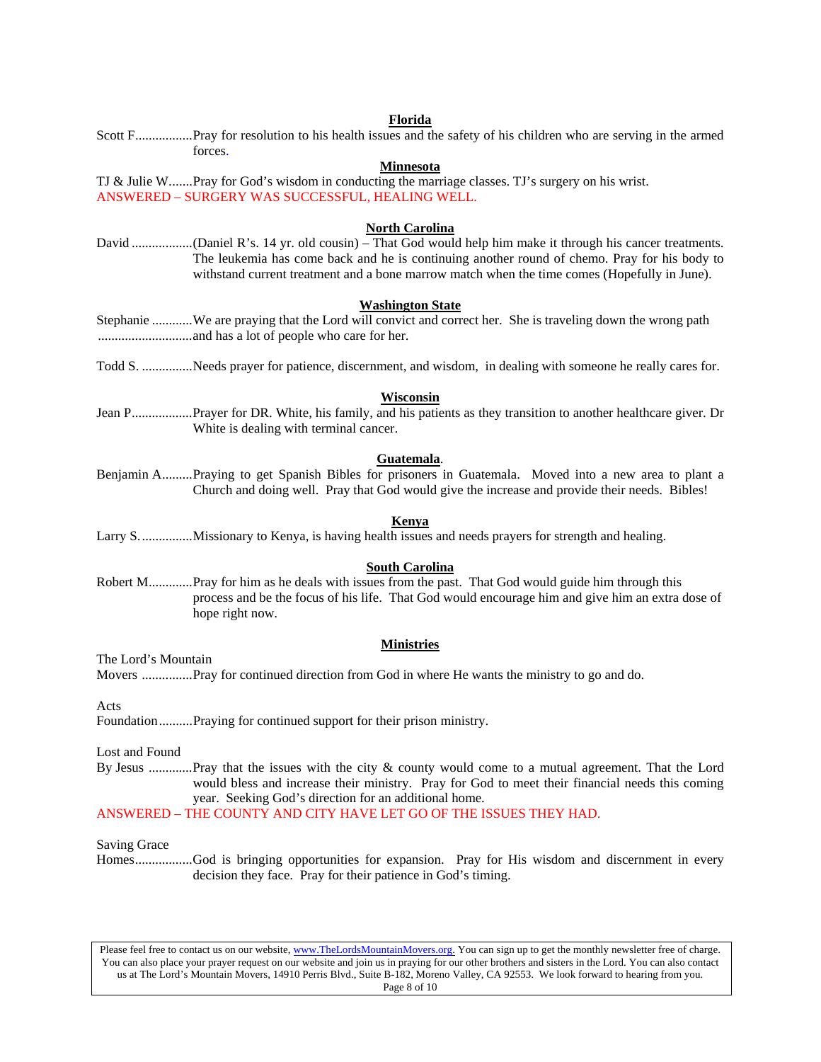## Florida

Scott F.................Pray for resolution to his health issues and the safety of his children who are serving in the armed forces.

## Minnesota

TJ & Julie W.......Pray for God's wisdom in conducting the marriage classes. TJ's surgery on his wrist.
ANSWERED – SURGERY WAS SUCCESSFUL, HEALING WELL.

## North Carolina

David ..................(Daniel R's. 14 yr. old cousin) – That God would help him make it through his cancer treatments. The leukemia has come back and he is continuing another round of chemo. Pray for his body to withstand current treatment and a bone marrow match when the time comes (Hopefully in June).

## Washington State

Stephanie ............We are praying that the Lord will convict and correct her. She is traveling down the wrong path ............................and has a lot of people who care for her.

Todd S. ...............Needs prayer for patience, discernment, and wisdom, in dealing with someone he really cares for.

## Wisconsin

Jean P..................Prayer for DR. White, his family, and his patients as they transition to another healthcare giver. Dr White is dealing with terminal cancer.

## Guatemala.

Benjamin A.........Praying to get Spanish Bibles for prisoners in Guatemala. Moved into a new area to plant a Church and doing well. Pray that God would give the increase and provide their needs. Bibles!

## Kenya

Larry S................Missionary to Kenya, is having health issues and needs prayers for strength and healing.

## South Carolina

Robert M.............Pray for him as he deals with issues from the past. That God would guide him through this process and be the focus of his life. That God would encourage him and give him an extra dose of hope right now.

## Ministries

The Lord's Mountain
Movers ...............Pray for continued direction from God in where He wants the ministry to go and do.

Acts
Foundation..........Praying for continued support for their prison ministry.

Lost and Found
By Jesus .............Pray that the issues with the city & county would come to a mutual agreement. That the Lord would bless and increase their ministry. Pray for God to meet their financial needs this coming year. Seeking God's direction for an additional home.
ANSWERED – THE COUNTY AND CITY HAVE LET GO OF THE ISSUES THEY HAD.

Saving Grace
Homes.................God is bringing opportunities for expansion. Pray for His wisdom and discernment in every decision they face. Pray for their patience in God's timing.

Please feel free to contact us on our website, www.TheLordsMountainMovers.org. You can sign up to get the monthly newsletter free of charge. You can also place your prayer request on our website and join us in praying for our other brothers and sisters in the Lord. You can also contact us at The Lord's Mountain Movers, 14910 Perris Blvd., Suite B-182, Moreno Valley, CA 92553. We look forward to hearing from you.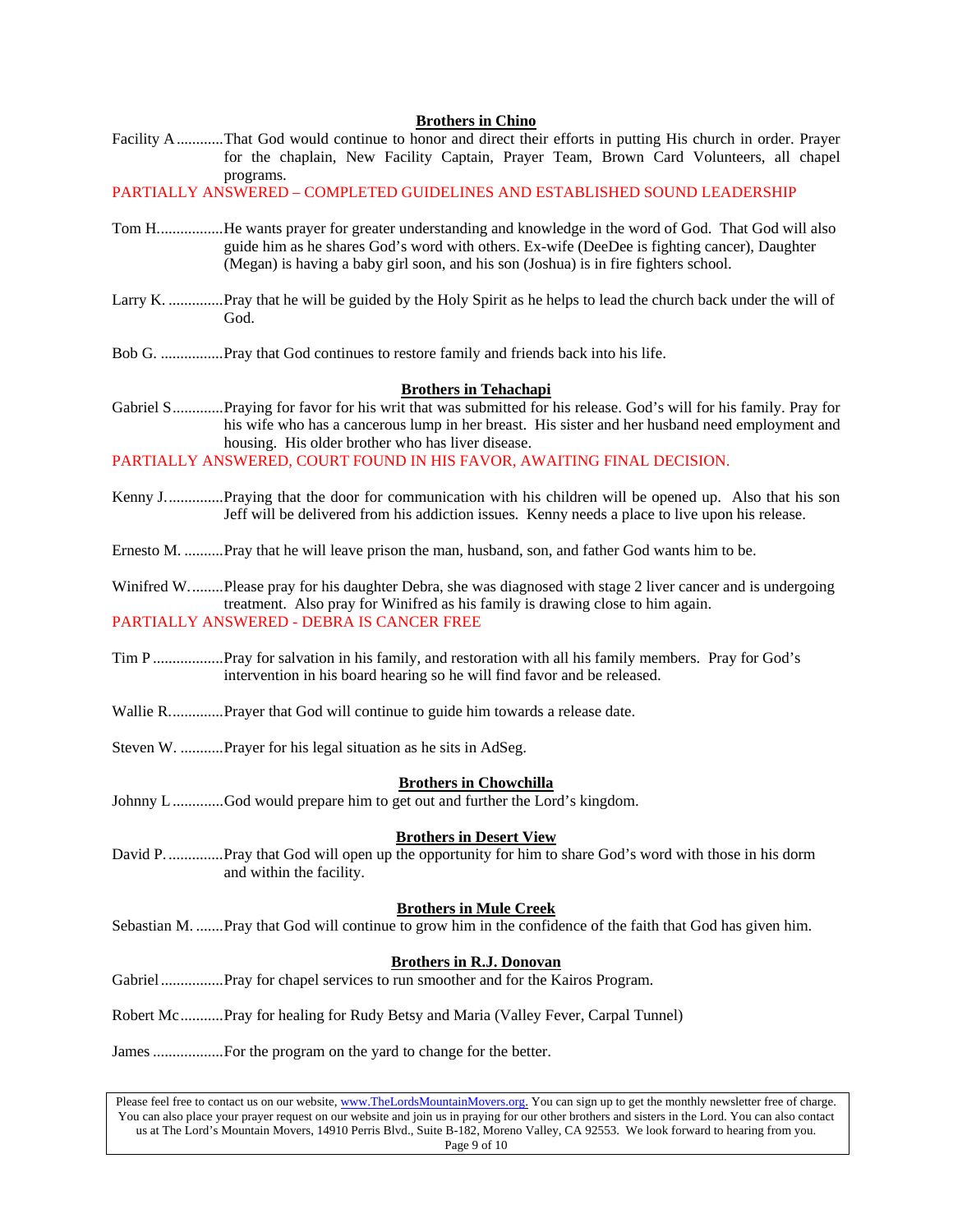## Brothers in Chino

Facility A ............That God would continue to honor and direct their efforts in putting His church in order. Prayer for the chaplain, New Facility Captain, Prayer Team, Brown Card Volunteers, all chapel programs.

PARTIALLY ANSWERED – COMPLETED GUIDELINES AND ESTABLISHED SOUND LEADERSHIP

Tom H.................He wants prayer for greater understanding and knowledge in the word of God. That God will also guide him as he shares God's word with others. Ex-wife (DeeDee is fighting cancer), Daughter (Megan) is having a baby girl soon, and his son (Joshua) is in fire fighters school.

Larry K. ..............Pray that he will be guided by the Holy Spirit as he helps to lead the church back under the will of God.

Bob G. ................Pray that God continues to restore family and friends back into his life.

## Brothers in Tehachapi

Gabriel S.............Praying for favor for his writ that was submitted for his release. God's will for his family. Pray for his wife who has a cancerous lump in her breast. His sister and her husband need employment and housing. His older brother who has liver disease.

PARTIALLY ANSWERED, COURT FOUND IN HIS FAVOR, AWAITING FINAL DECISION.

Kenny J...............Praying that the door for communication with his children will be opened up. Also that his son Jeff will be delivered from his addiction issues. Kenny needs a place to live upon his release.

Ernesto M. ..........Pray that he will leave prison the man, husband, son, and father God wants him to be.

Winifred W.........Please pray for his daughter Debra, she was diagnosed with stage 2 liver cancer and is undergoing treatment. Also pray for Winifred as his family is drawing close to him again.

PARTIALLY ANSWERED - DEBRA IS CANCER FREE

Tim P ..................Pray for salvation in his family, and restoration with all his family members. Pray for God's intervention in his board hearing so he will find favor and be released.

Wallie R..............Prayer that God will continue to guide him towards a release date.

Steven W. ...........Prayer for his legal situation as he sits in AdSeg.

## Brothers in Chowchilla

Johnny L .............God would prepare him to get out and further the Lord's kingdom.

## Brothers in Desert View

David P. ..............Pray that God will open up the opportunity for him to share God's word with those in his dorm and within the facility.

## Brothers in Mule Creek

Sebastian M. .......Pray that God will continue to grow him in the confidence of the faith that God has given him.

## Brothers in R.J. Donovan

Gabriel ................Pray for chapel services to run smoother and for the Kairos Program.

Robert Mc...........Pray for healing for Rudy Betsy and Maria (Valley Fever, Carpal Tunnel)

James ..................For the program on the yard to change for the better.

Please feel free to contact us on our website, www.TheLordsMountainMovers.org. You can sign up to get the monthly newsletter free of charge. You can also place your prayer request on our website and join us in praying for our other brothers and sisters in the Lord. You can also contact us at The Lord's Mountain Movers, 14910 Perris Blvd., Suite B-182, Moreno Valley, CA 92553. We look forward to hearing from you.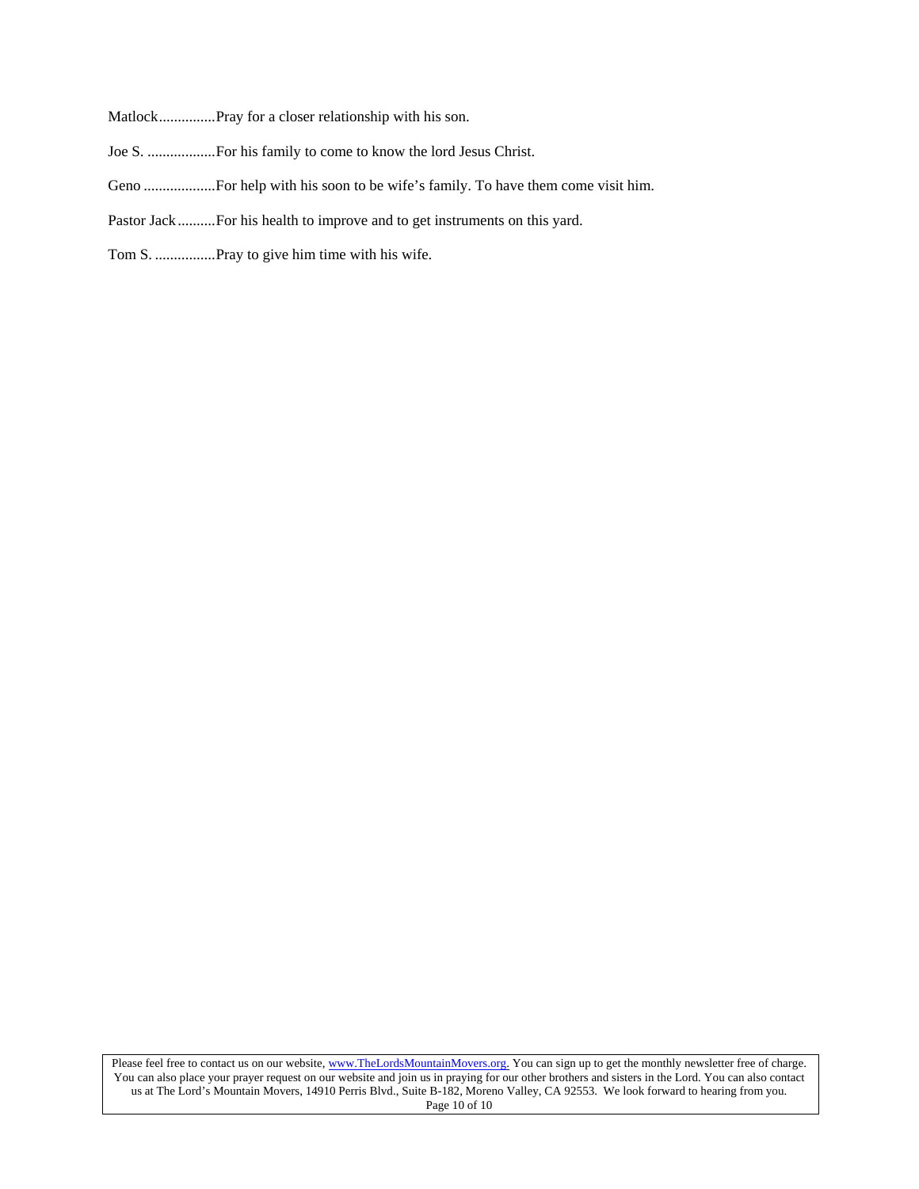Matlock...............Pray for a closer relationship with his son.

Joe S. ..................For his family to come to know the lord Jesus Christ.

Geno ...................For help with his soon to be wife's family. To have them come visit him.

Pastor Jack..........For his health to improve and to get instruments on this yard.

Tom S. ................Pray to give him time with his wife.